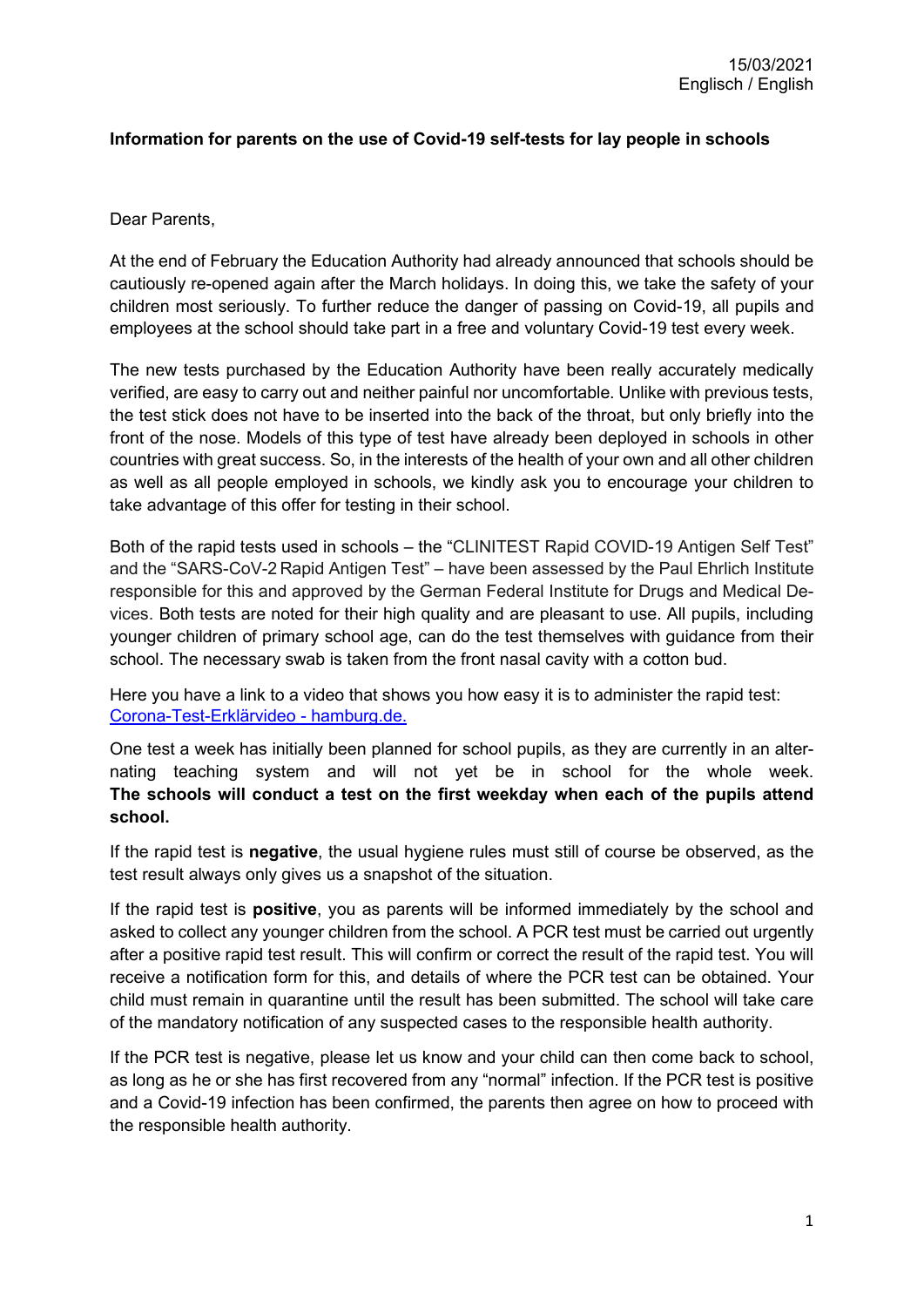15/03/2021
Englisch / English

**Information for parents on the use of Covid-19 self-tests for lay people in schools**

Dear Parents,

At the end of February the Education Authority had already announced that schools should be cautiously re-opened again after the March holidays. In doing this, we take the safety of your children most seriously. To further reduce the danger of passing on Covid-19, all pupils and employees at the school should take part in a free and voluntary Covid-19 test every week.

The new tests purchased by the Education Authority have been really accurately medically verified, are easy to carry out and neither painful nor uncomfortable. Unlike with previous tests, the test stick does not have to be inserted into the back of the throat, but only briefly into the front of the nose. Models of this type of test have already been deployed in schools in other countries with great success. So, in the interests of the health of your own and all other children as well as all people employed in schools, we kindly ask you to encourage your children to take advantage of this offer for testing in their school.

Both of the rapid tests used in schools – the "CLINITEST Rapid COVID-19 Antigen Self Test" and the "SARS-CoV-2 Rapid Antigen Test" – have been assessed by the Paul Ehrlich Institute responsible for this and approved by the German Federal Institute for Drugs and Medical Devices. Both tests are noted for their high quality and are pleasant to use. All pupils, including younger children of primary school age, can do the test themselves with guidance from their school. The necessary swab is taken from the front nasal cavity with a cotton bud.

Here you have a link to a video that shows you how easy it is to administer the rapid test: [Corona-Test-Erklärvideo - hamburg.de.]

One test a week has initially been planned for school pupils, as they are currently in an alternating teaching system and will not yet be in school for the whole week. **The schools will conduct a test on the first weekday when each of the pupils attend school.**

If the rapid test is **negative**, the usual hygiene rules must still of course be observed, as the test result always only gives us a snapshot of the situation.

If the rapid test is **positive**, you as parents will be informed immediately by the school and asked to collect any younger children from the school. A PCR test must be carried out urgently after a positive rapid test result. This will confirm or correct the result of the rapid test. You will receive a notification form for this, and details of where the PCR test can be obtained. Your child must remain in quarantine until the result has been submitted. The school will take care of the mandatory notification of any suspected cases to the responsible health authority.

If the PCR test is negative, please let us know and your child can then come back to school, as long as he or she has first recovered from any "normal" infection. If the PCR test is positive and a Covid-19 infection has been confirmed, the parents then agree on how to proceed with the responsible health authority.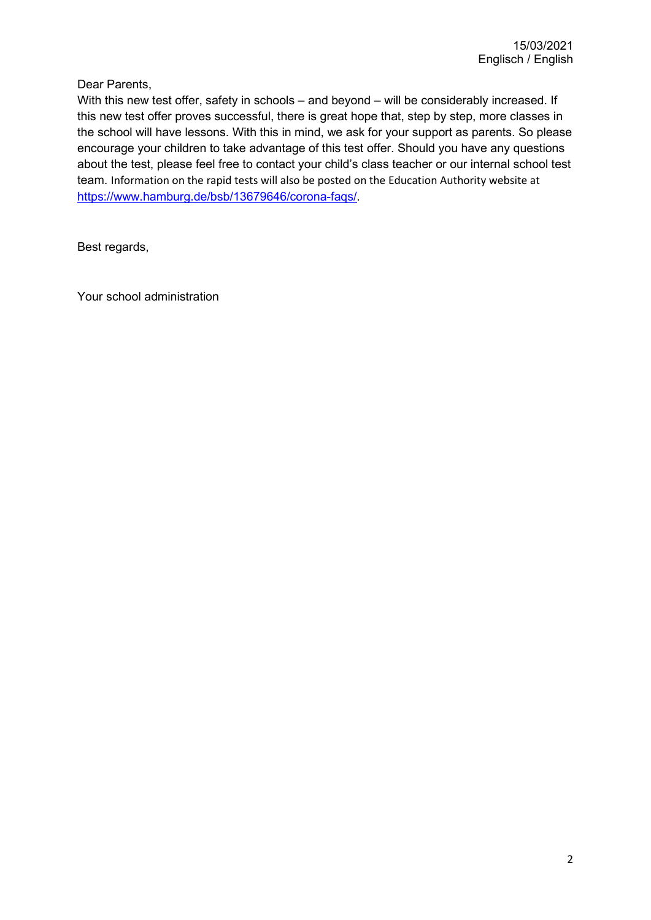15/03/2021
Englisch / English

Dear Parents,
With this new test offer, safety in schools – and beyond – will be considerably increased. If this new test offer proves successful, there is great hope that, step by step, more classes in the school will have lessons. With this in mind, we ask for your support as parents. So please encourage your children to take advantage of this test offer. Should you have any questions about the test, please feel free to contact your child's class teacher or our internal school test team. Information on the rapid tests will also be posted on the Education Authority website at https://www.hamburg.de/bsb/13679646/corona-faqs/.

Best regards,

Your school administration